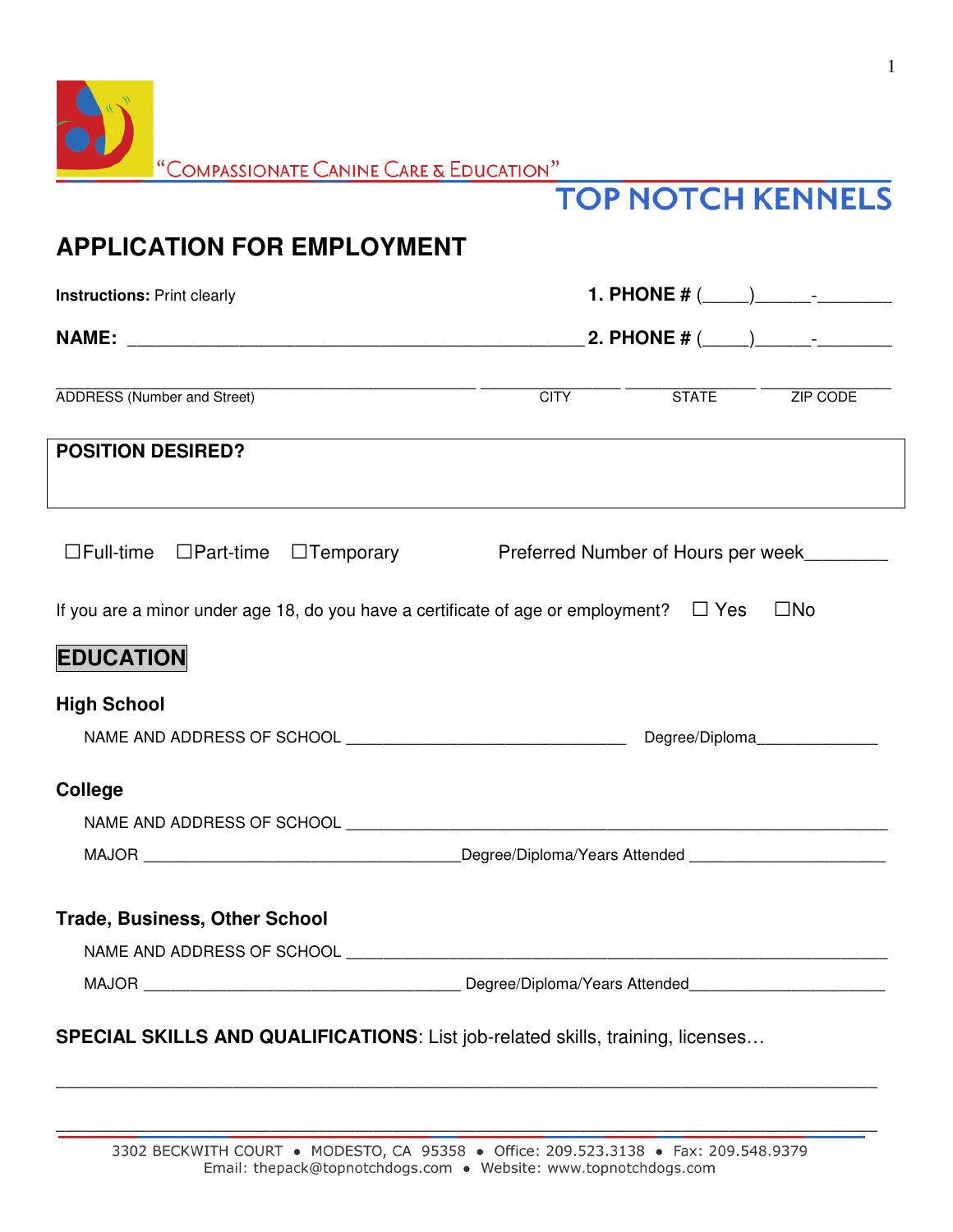"COMPASSIONATE CANINE CARE & EDUCATION"

**TOP NOTCH KENNELS**

# APPLICATION FOR EMPLOYMENT

**Instructions:** Print clearly

**1. PHONE #** (_____)______-________

**NAME:** ______________________________________________ **2. PHONE #** (_____)______-________

______________________________________________ _______________ ______________ ______________

ADDRESS (Number and Street) CITY STATE ZIP CODE

**POSITION DESIRED?**

☐Full-time ☐Part-time ☐Temporary Preferred Number of Hours per week________

If you are a minor under age 18, do you have a certificate of age or employment? ☐ Yes ☐No

## EDUCATION

### High School

NAME AND ADDRESS OF SCHOOL ______________________________ Degree/Diploma______________

### College

NAME AND ADDRESS OF SCHOOL ___________________________________________________________

MAJOR ___________________________________Degree/Diploma/Years Attended _____________________

### Trade, Business, Other School

NAME AND ADDRESS OF SCHOOL ___________________________________________________________

MAJOR ___________________________________ Degree/Diploma/Years Attended_____________________

**SPECIAL SKILLS AND QUALIFICATIONS**: List job-related skills, training, licenses…

_____________________________________________________________________________________

_____________________________________________________________________________________

3302 BECKWITH COURT • MODESTO, CA 95358 • Office: 209.523.3138 • Fax: 209.548.9379
Email: thepack@topnotchdogs.com • Website: www.topnotchdogs.com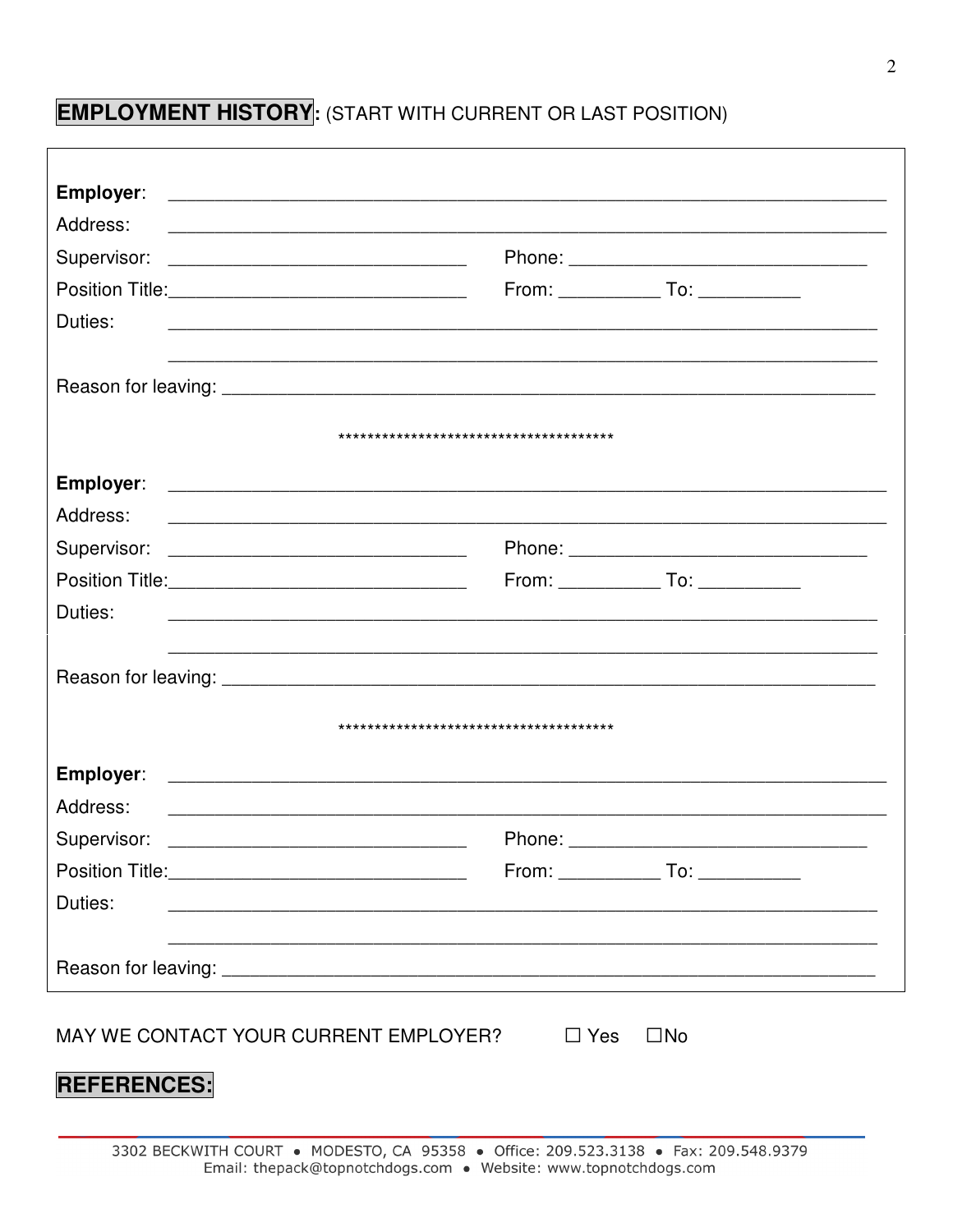## **EMPLOYMENT HISTORY**: (START WITH CURRENT OR LAST POSITION)

**Employer**: ______________________________________________________________________

Address: ______________________________________________________________________

Supervisor: ______________________________ Phone: ______________________________

Position Title:______________________________ From: __________ To: __________

Duties: ______________________________________________________________________

______________________________________________________________________

Reason for leaving: ____________________________________________________________

***************************************

**Employer**: ______________________________________________________________________

Address: ______________________________________________________________________

Supervisor: ______________________________ Phone: ______________________________

Position Title:______________________________ From: __________ To: __________

Duties: ______________________________________________________________________

______________________________________________________________________

Reason for leaving: ____________________________________________________________

***************************************

**Employer**: ______________________________________________________________________

Address: ______________________________________________________________________

Supervisor: ______________________________ Phone: ______________________________

Position Title:______________________________ From: __________ To: __________

Duties: ______________________________________________________________________

______________________________________________________________________

Reason for leaving: ____________________________________________________________

MAY WE CONTACT YOUR CURRENT EMPLOYER? ☐ Yes ☐No

## **REFERENCES:**

3302 BECKWITH COURT • MODESTO, CA 95358 • Office: 209.523.3138 • Fax: 209.548.9379
Email: thepack@topnotchdogs.com • Website: www.topnotchdogs.com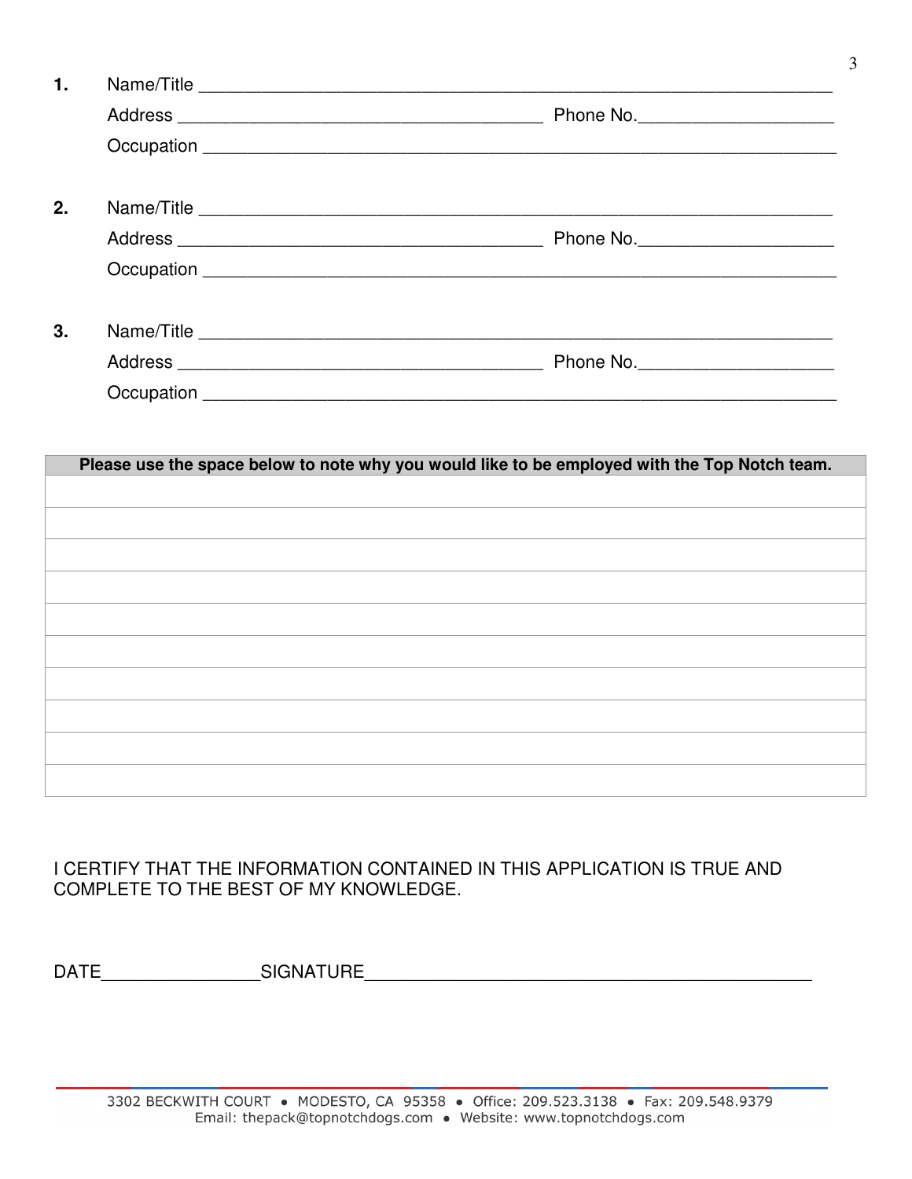1. Name/Title ______________________________________________________________

   Address ____________________________________ Phone No.____________________

   Occupation ______________________________________________________________

2. Name/Title ______________________________________________________________

   Address ____________________________________ Phone No.____________________

   Occupation ______________________________________________________________

3. Name/Title ______________________________________________________________

   Address ____________________________________ Phone No.____________________

   Occupation ______________________________________________________________

| Please use the space below to note why you would like to be employed with the Top Notch team. |
| --- |
| |
| |
| |
| |
| |
| |
| |
| |
| |
| |

I CERTIFY THAT THE INFORMATION CONTAINED IN THIS APPLICATION IS TRUE AND COMPLETE TO THE BEST OF MY KNOWLEDGE.

DATE________________SIGNATURE____________________________________________

3302 BECKWITH COURT • MODESTO, CA 95358 • Office: 209.523.3138 • Fax: 209.548.9379
Email: thepack@topnotchdogs.com • Website: www.topnotchdogs.com